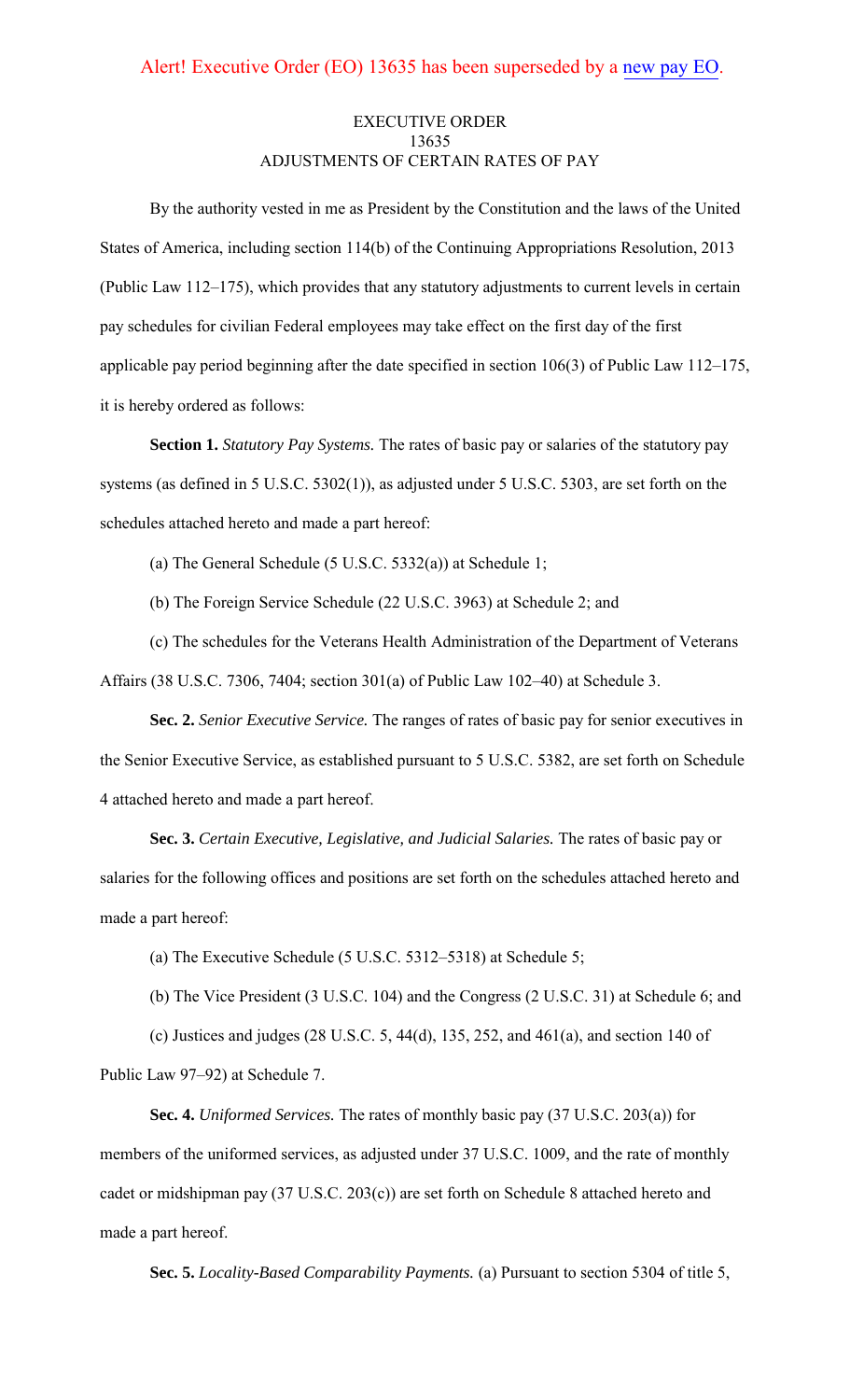Alert! Executive Order (EO) 13635 has been superseded by a new pay EO.

# EXECUTIVE ORDER 13635
# ADJUSTMENTS OF CERTAIN RATES OF PAY

By the authority vested in me as President by the Constitution and the laws of the United States of America, including section 114(b) of the Continuing Appropriations Resolution, 2013 (Public Law 112–175), which provides that any statutory adjustments to current levels in certain pay schedules for civilian Federal employees may take effect on the first day of the first applicable pay period beginning after the date specified in section 106(3) of Public Law 112–175, it is hereby ordered as follows:

**Section 1.** *Statutory Pay Systems.* The rates of basic pay or salaries of the statutory pay systems (as defined in 5 U.S.C. 5302(1)), as adjusted under 5 U.S.C. 5303, are set forth on the schedules attached hereto and made a part hereof:

(a) The General Schedule (5 U.S.C. 5332(a)) at Schedule 1;

(b) The Foreign Service Schedule (22 U.S.C. 3963) at Schedule 2; and

(c) The schedules for the Veterans Health Administration of the Department of Veterans Affairs (38 U.S.C. 7306, 7404; section 301(a) of Public Law 102–40) at Schedule 3.

**Sec. 2.** *Senior Executive Service.* The ranges of rates of basic pay for senior executives in the Senior Executive Service, as established pursuant to 5 U.S.C. 5382, are set forth on Schedule 4 attached hereto and made a part hereof.

**Sec. 3.** *Certain Executive, Legislative, and Judicial Salaries.* The rates of basic pay or salaries for the following offices and positions are set forth on the schedules attached hereto and made a part hereof:

(a) The Executive Schedule (5 U.S.C. 5312–5318) at Schedule 5;

(b) The Vice President (3 U.S.C. 104) and the Congress (2 U.S.C. 31) at Schedule 6; and

(c) Justices and judges (28 U.S.C. 5, 44(d), 135, 252, and 461(a), and section 140 of Public Law 97–92) at Schedule 7.

**Sec. 4.** *Uniformed Services.* The rates of monthly basic pay (37 U.S.C. 203(a)) for members of the uniformed services, as adjusted under 37 U.S.C. 1009, and the rate of monthly cadet or midshipman pay (37 U.S.C. 203(c)) are set forth on Schedule 8 attached hereto and made a part hereof.

**Sec. 5.** *Locality-Based Comparability Payments.* (a) Pursuant to section 5304 of title 5,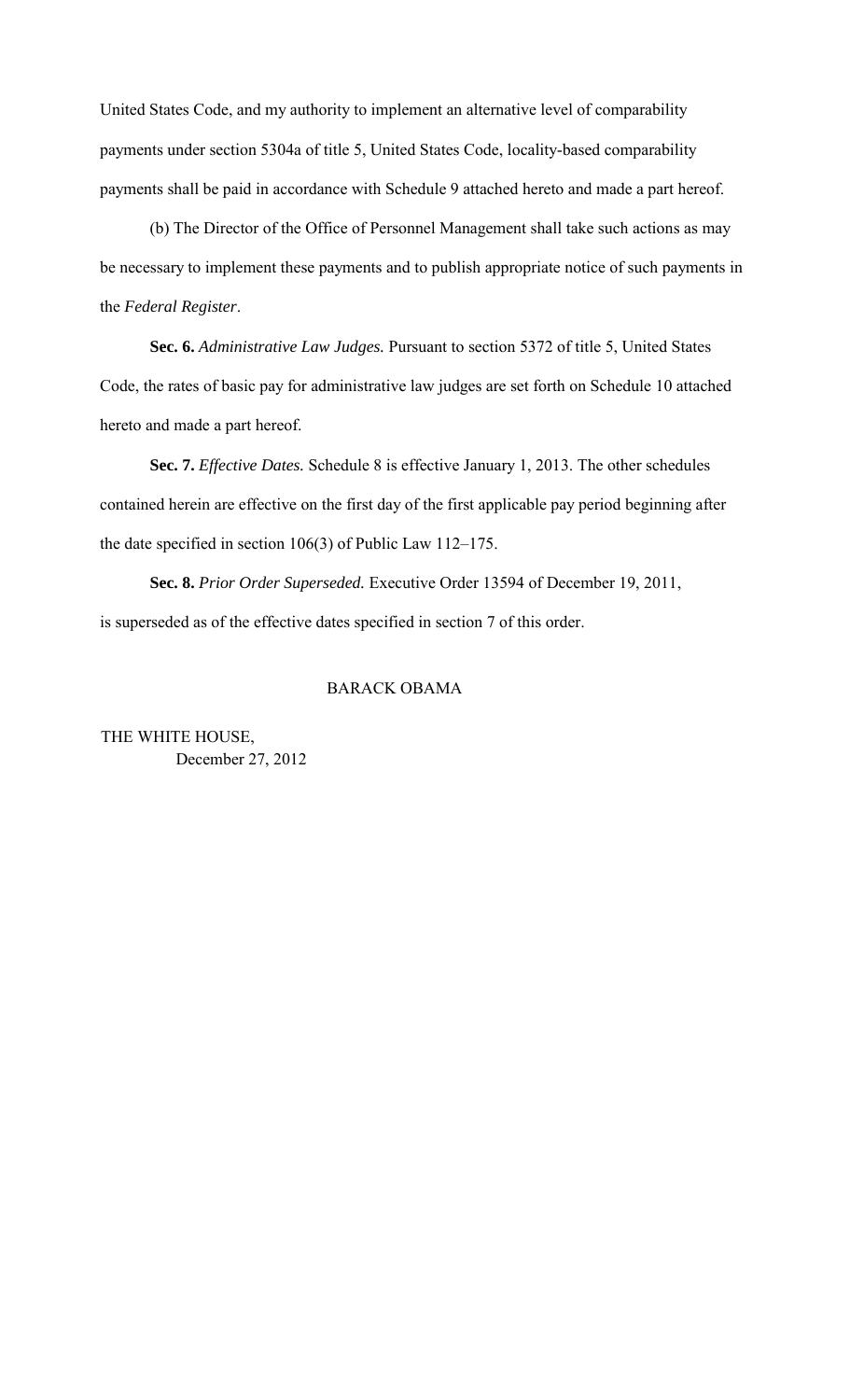United States Code, and my authority to implement an alternative level of comparability payments under section 5304a of title 5, United States Code, locality-based comparability payments shall be paid in accordance with Schedule 9 attached hereto and made a part hereof.

(b) The Director of the Office of Personnel Management shall take such actions as may be necessary to implement these payments and to publish appropriate notice of such payments in the *Federal Register*.

**Sec. 6.** *Administrative Law Judges.* Pursuant to section 5372 of title 5, United States Code, the rates of basic pay for administrative law judges are set forth on Schedule 10 attached hereto and made a part hereof.

**Sec. 7.** *Effective Dates.* Schedule 8 is effective January 1, 2013. The other schedules contained herein are effective on the first day of the first applicable pay period beginning after the date specified in section 106(3) of Public Law 112–175.

**Sec. 8.** *Prior Order Superseded.* Executive Order 13594 of December 19, 2011, is superseded as of the effective dates specified in section 7 of this order.

BARACK OBAMA

THE WHITE HOUSE,
December 27, 2012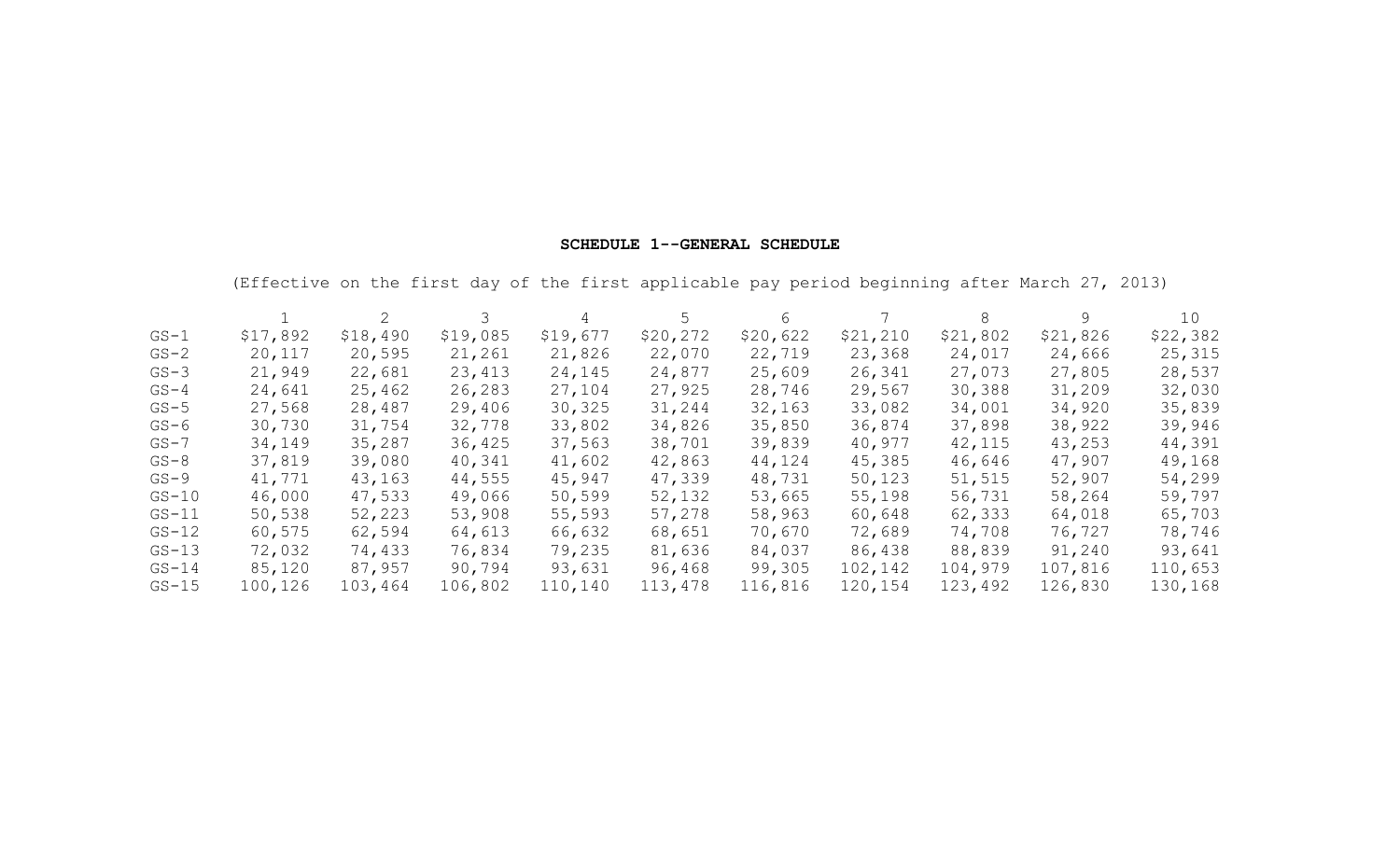**SCHEDULE 1--GENERAL SCHEDULE**

(Effective on the first day of the first applicable pay period beginning after March 27, 2013)

| | 1 | 2 | 3 | 4 | 5 | 6 | 7 | 8 | 9 | 10 |
|---|---|---|---|---|---|---|---|---|---|---|
| GS-1 | $17,892 | $18,490 | $19,085 | $19,677 | $20,272 | $20,622 | $21,210 | $21,802 | $21,826 | $22,382 |
| GS-2 | 20,117 | 20,595 | 21,261 | 21,826 | 22,070 | 22,719 | 23,368 | 24,017 | 24,666 | 25,315 |
| GS-3 | 21,949 | 22,681 | 23,413 | 24,145 | 24,877 | 25,609 | 26,341 | 27,073 | 27,805 | 28,537 |
| GS-4 | 24,641 | 25,462 | 26,283 | 27,104 | 27,925 | 28,746 | 29,567 | 30,388 | 31,209 | 32,030 |
| GS-5 | 27,568 | 28,487 | 29,406 | 30,325 | 31,244 | 32,163 | 33,082 | 34,001 | 34,920 | 35,839 |
| GS-6 | 30,730 | 31,754 | 32,778 | 33,802 | 34,826 | 35,850 | 36,874 | 37,898 | 38,922 | 39,946 |
| GS-7 | 34,149 | 35,287 | 36,425 | 37,563 | 38,701 | 39,839 | 40,977 | 42,115 | 43,253 | 44,391 |
| GS-8 | 37,819 | 39,080 | 40,341 | 41,602 | 42,863 | 44,124 | 45,385 | 46,646 | 47,907 | 49,168 |
| GS-9 | 41,771 | 43,163 | 44,555 | 45,947 | 47,339 | 48,731 | 50,123 | 51,515 | 52,907 | 54,299 |
| GS-10 | 46,000 | 47,533 | 49,066 | 50,599 | 52,132 | 53,665 | 55,198 | 56,731 | 58,264 | 59,797 |
| GS-11 | 50,538 | 52,223 | 53,908 | 55,593 | 57,278 | 58,963 | 60,648 | 62,333 | 64,018 | 65,703 |
| GS-12 | 60,575 | 62,594 | 64,613 | 66,632 | 68,651 | 70,670 | 72,689 | 74,708 | 76,727 | 78,746 |
| GS-13 | 72,032 | 74,433 | 76,834 | 79,235 | 81,636 | 84,037 | 86,438 | 88,839 | 91,240 | 93,641 |
| GS-14 | 85,120 | 87,957 | 90,794 | 93,631 | 96,468 | 99,305 | 102,142 | 104,979 | 107,816 | 110,653 |
| GS-15 | 100,126 | 103,464 | 106,802 | 110,140 | 113,478 | 116,816 | 120,154 | 123,492 | 126,830 | 130,168 |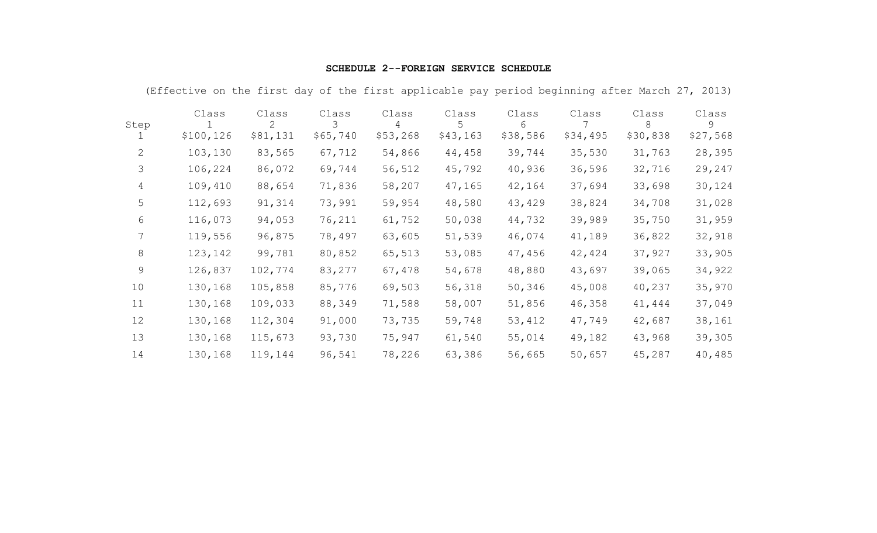**SCHEDULE 2--FOREIGN SERVICE SCHEDULE**

(Effective on the first day of the first applicable pay period beginning after March 27, 2013)

| Step | Class 1 | Class 2 | Class 3 | Class 4 | Class 5 | Class 6 | Class 7 | Class 8 | Class 9 |
|---|---|---|---|---|---|---|---|---|---|
| 1 | $100,126 | $81,131 | $65,740 | $53,268 | $43,163 | $38,586 | $34,495 | $30,838 | $27,568 |
| 2 | 103,130 | 83,565 | 67,712 | 54,866 | 44,458 | 39,744 | 35,530 | 31,763 | 28,395 |
| 3 | 106,224 | 86,072 | 69,744 | 56,512 | 45,792 | 40,936 | 36,596 | 32,716 | 29,247 |
| 4 | 109,410 | 88,654 | 71,836 | 58,207 | 47,165 | 42,164 | 37,694 | 33,698 | 30,124 |
| 5 | 112,693 | 91,314 | 73,991 | 59,954 | 48,580 | 43,429 | 38,824 | 34,708 | 31,028 |
| 6 | 116,073 | 94,053 | 76,211 | 61,752 | 50,038 | 44,732 | 39,989 | 35,750 | 31,959 |
| 7 | 119,556 | 96,875 | 78,497 | 63,605 | 51,539 | 46,074 | 41,189 | 36,822 | 32,918 |
| 8 | 123,142 | 99,781 | 80,852 | 65,513 | 53,085 | 47,456 | 42,424 | 37,927 | 33,905 |
| 9 | 126,837 | 102,774 | 83,277 | 67,478 | 54,678 | 48,880 | 43,697 | 39,065 | 34,922 |
| 10 | 130,168 | 105,858 | 85,776 | 69,503 | 56,318 | 50,346 | 45,008 | 40,237 | 35,970 |
| 11 | 130,168 | 109,033 | 88,349 | 71,588 | 58,007 | 51,856 | 46,358 | 41,444 | 37,049 |
| 12 | 130,168 | 112,304 | 91,000 | 73,735 | 59,748 | 53,412 | 47,749 | 42,687 | 38,161 |
| 13 | 130,168 | 115,673 | 93,730 | 75,947 | 61,540 | 55,014 | 49,182 | 43,968 | 39,305 |
| 14 | 130,168 | 119,144 | 96,541 | 78,226 | 63,386 | 56,665 | 50,657 | 45,287 | 40,485 |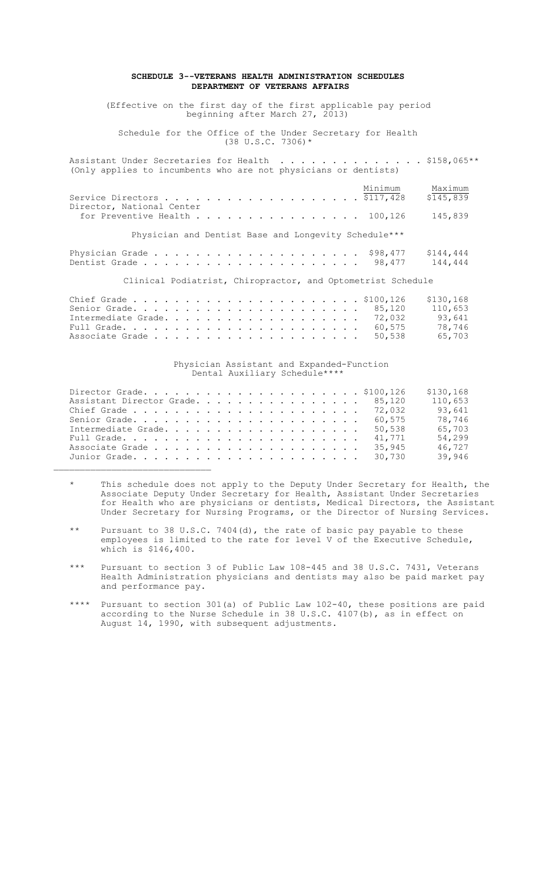## SCHEDULE 3--VETERANS HEALTH ADMINISTRATION SCHEDULES
## DEPARTMENT OF VETERANS AFFAIRS

(Effective on the first day of the first applicable pay period beginning after March 27, 2013)

### Schedule for the Office of the Under Secretary for Health (38 U.S.C. 7306)*

Assistant Under Secretaries for Health . . . . . . . . . . . . . . $158,065**
(Only applies to incumbents who are not physicians or dentists)

| | Minimum | Maximum |
|---|---|---|
| Service Directors | $117,428 | $145,839 |
| Director, National Center for Preventive Health | 100,126 | 145,839 |

### Physician and Dentist Base and Longevity Schedule***

| | Minimum | Maximum |
|---|---|---|
| Physician Grade | $98,477 | $144,444 |
| Dentist Grade | 98,477 | 144,444 |

### Clinical Podiatrist, Chiropractor, and Optometrist Schedule

| | Minimum | Maximum |
|---|---|---|
| Chief Grade | $100,126 | $130,168 |
| Senior Grade | 85,120 | 110,653 |
| Intermediate Grade | 72,032 | 93,641 |
| Full Grade | 60,575 | 78,746 |
| Associate Grade | 50,538 | 65,703 |

### Physician Assistant and Expanded-Function Dental Auxiliary Schedule****

| | Minimum | Maximum |
|---|---|---|
| Director Grade | $100,126 | $130,168 |
| Assistant Director Grade | 85,120 | 110,653 |
| Chief Grade | 72,032 | 93,641 |
| Senior Grade | 60,575 | 78,746 |
| Intermediate Grade | 50,538 | 65,703 |
| Full Grade | 41,771 | 54,299 |
| Associate Grade | 35,945 | 46,727 |
| Junior Grade | 30,730 | 39,946 |

---

\* This schedule does not apply to the Deputy Under Secretary for Health, the Associate Deputy Under Secretary for Health, Assistant Under Secretaries for Health who are physicians or dentists, Medical Directors, the Assistant Under Secretary for Nursing Programs, or the Director of Nursing Services.

\*\* Pursuant to 38 U.S.C. 7404(d), the rate of basic pay payable to these employees is limited to the rate for level V of the Executive Schedule, which is $146,400.

\*\*\* Pursuant to section 3 of Public Law 108-445 and 38 U.S.C. 7431, Veterans Health Administration physicians and dentists may also be paid market pay and performance pay.

\*\*\*\* Pursuant to section 301(a) of Public Law 102-40, these positions are paid according to the Nurse Schedule in 38 U.S.C. 4107(b), as in effect on August 14, 1990, with subsequent adjustments.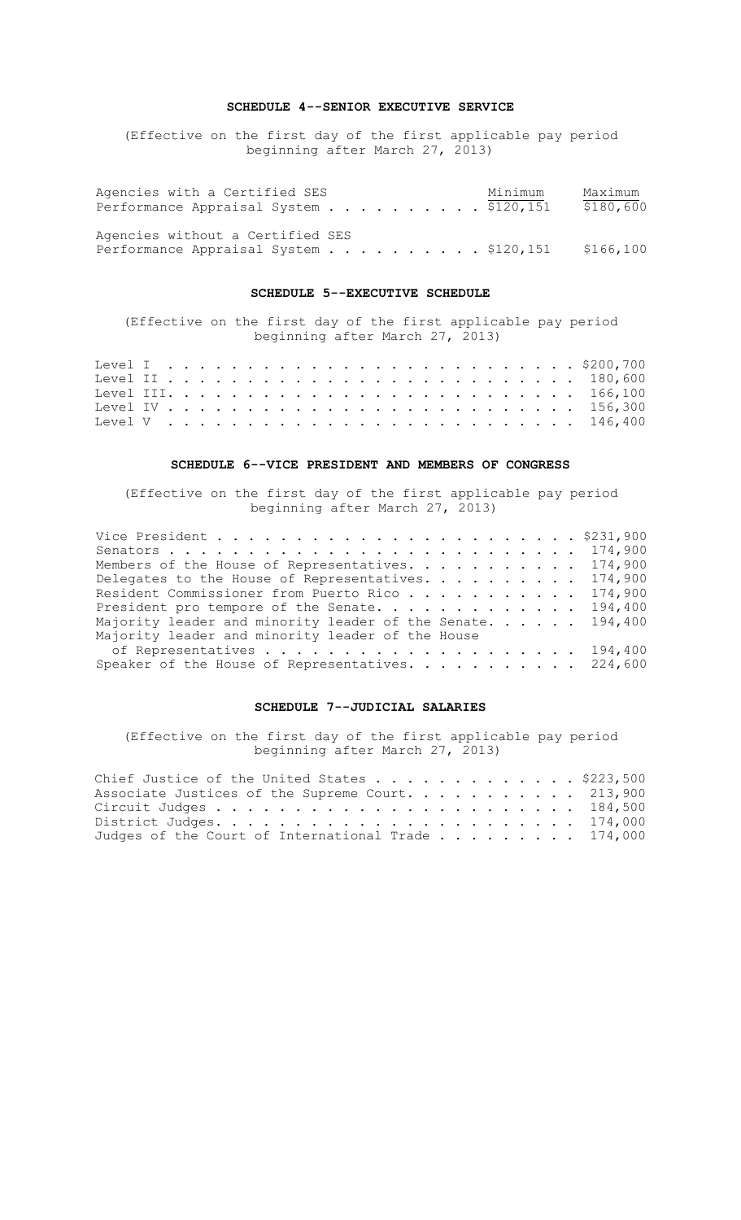## SCHEDULE 4--SENIOR EXECUTIVE SERVICE

(Effective on the first day of the first applicable pay period beginning after March 27, 2013)

| | Minimum | Maximum |
|---|---|---|
| Agencies with a Certified SES Performance Appraisal System | $120,151 | $180,600 |
| Agencies without a Certified SES Performance Appraisal System | $120,151 | $166,100 |

## SCHEDULE 5--EXECUTIVE SCHEDULE

(Effective on the first day of the first applicable pay period beginning after March 27, 2013)

| | |
|---|---|
| Level I | $200,700 |
| Level II | 180,600 |
| Level III | 166,100 |
| Level IV | 156,300 |
| Level V | 146,400 |

## SCHEDULE 6--VICE PRESIDENT AND MEMBERS OF CONGRESS

(Effective on the first day of the first applicable pay period beginning after March 27, 2013)

| | |
|---|---|
| Vice President | $231,900 |
| Senators | 174,900 |
| Members of the House of Representatives | 174,900 |
| Delegates to the House of Representatives | 174,900 |
| Resident Commissioner from Puerto Rico | 174,900 |
| President pro tempore of the Senate | 194,400 |
| Majority leader and minority leader of the Senate | 194,400 |
| Majority leader and minority leader of the House of Representatives | 194,400 |
| Speaker of the House of Representatives | 224,600 |

## SCHEDULE 7--JUDICIAL SALARIES

(Effective on the first day of the first applicable pay period beginning after March 27, 2013)

| | |
|---|---|
| Chief Justice of the United States | $223,500 |
| Associate Justices of the Supreme Court | 213,900 |
| Circuit Judges | 184,500 |
| District Judges | 174,000 |
| Judges of the Court of International Trade | 174,000 |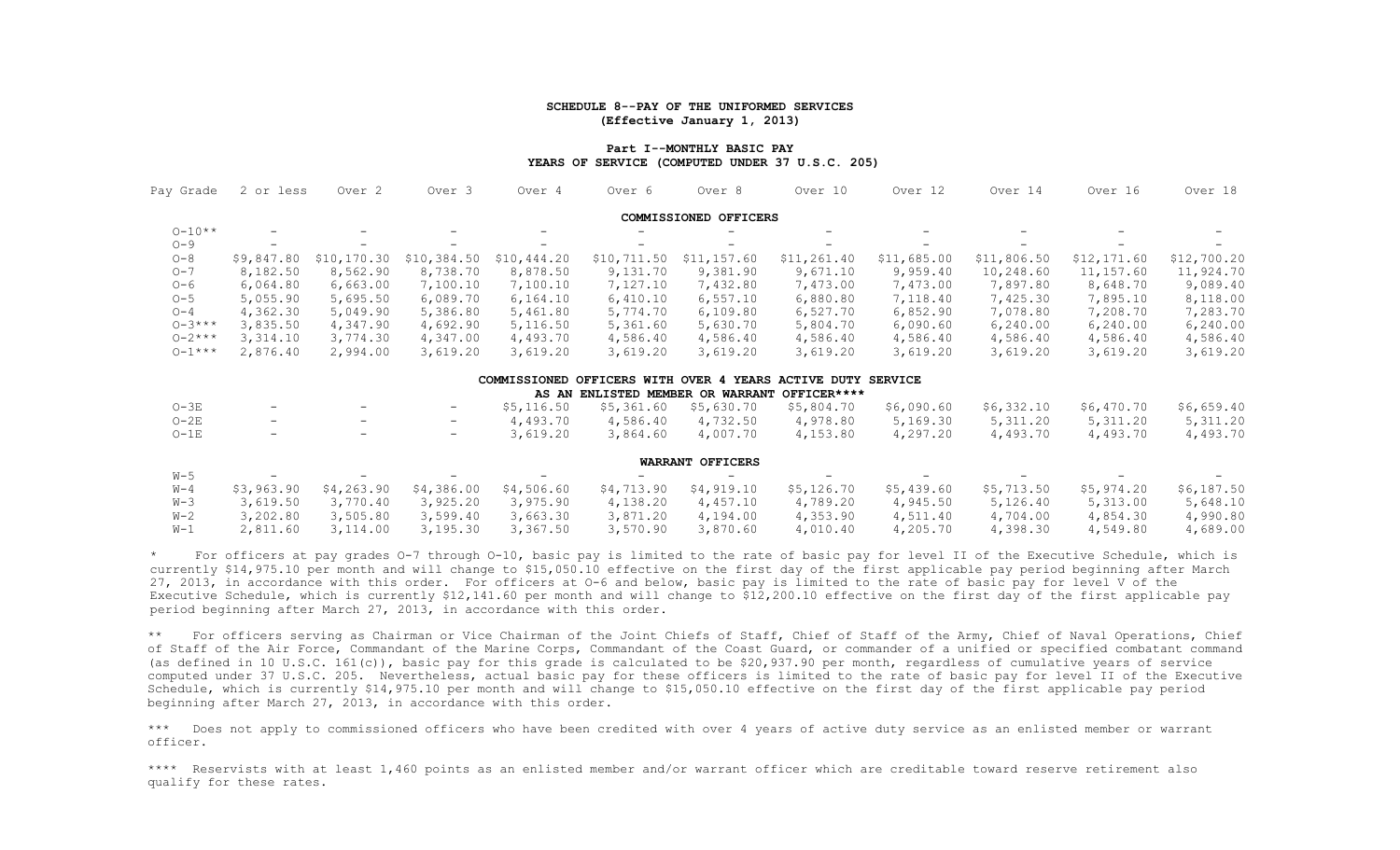**SCHEDULE 8--PAY OF THE UNIFORMED SERVICES**
**(Effective January 1, 2013)**

**Part I--MONTHLY BASIC PAY**
**YEARS OF SERVICE (COMPUTED UNDER 37 U.S.C. 205)**

| Pay Grade | 2 or less | Over 2 | Over 3 | Over 4 | Over 6 | Over 8 | Over 10 | Over 12 | Over 14 | Over 16 | Over 18 |
|---|---|---|---|---|---|---|---|---|---|---|---|
| | | | | | | **COMMISSIONED OFFICERS** | | | | | |
| O-10** | - | - | - | - | - | - | - | - | - | - | - |
| O-9 | - | - | - | - | - | - | - | - | - | - | - |
| O-8 | $9,847.80 | $10,170.30 | $10,384.50 | $10,444.20 | $10,711.50 | $11,157.60 | $11,261.40 | $11,685.00 | $11,806.50 | $12,171.60 | $12,700.20 |
| O-7 | 8,182.50 | 8,562.90 | 8,738.70 | 8,878.50 | 9,131.70 | 9,381.90 | 9,671.10 | 9,959.40 | 10,248.60 | 11,157.60 | 11,924.70 |
| O-6 | 6,064.80 | 6,663.00 | 7,100.10 | 7,100.10 | 7,127.10 | 7,432.80 | 7,473.00 | 7,473.00 | 7,897.80 | 8,648.70 | 9,089.40 |
| O-5 | 5,055.90 | 5,695.50 | 6,089.70 | 6,164.10 | 6,410.10 | 6,557.10 | 6,880.80 | 7,118.40 | 7,425.30 | 7,895.10 | 8,118.00 |
| O-4 | 4,362.30 | 5,049.90 | 5,386.80 | 5,461.80 | 5,774.70 | 6,109.80 | 6,527.70 | 6,852.90 | 7,078.80 | 7,208.70 | 7,283.70 |
| O-3*** | 3,835.50 | 4,347.90 | 4,692.90 | 5,116.50 | 5,361.60 | 5,630.70 | 5,804.70 | 6,090.60 | 6,240.00 | 6,240.00 | 6,240.00 |
| O-2*** | 3,314.10 | 3,774.30 | 4,347.00 | 4,493.70 | 4,586.40 | 4,586.40 | 4,586.40 | 4,586.40 | 4,586.40 | 4,586.40 | 4,586.40 |
| O-1*** | 2,876.40 | 2,994.00 | 3,619.20 | 3,619.20 | 3,619.20 | 3,619.20 | 3,619.20 | 3,619.20 | 3,619.20 | 3,619.20 | 3,619.20 |
| | | | | | | **COMMISSIONED OFFICERS WITH OVER 4 YEARS ACTIVE DUTY SERVICE AS AN ENLISTED MEMBER OR WARRANT OFFICER****** | | | | | |
| O-3E | - | - | - | $5,116.50 | $5,361.60 | $5,630.70 | $5,804.70 | $6,090.60 | $6,332.10 | $6,470.70 | $6,659.40 |
| O-2E | - | - | - | 4,493.70 | 4,586.40 | 4,732.50 | 4,978.80 | 5,169.30 | 5,311.20 | 5,311.20 | 5,311.20 |
| O-1E | - | - | - | 3,619.20 | 3,864.60 | 4,007.70 | 4,153.80 | 4,297.20 | 4,493.70 | 4,493.70 | 4,493.70 |
| | | | | | | **WARRANT OFFICERS** | | | | | |
| W-5 | - | - | - | - | - | - | - | - | - | - | - |
| W-4 | $3,963.90 | $4,263.90 | $4,386.00 | $4,506.60 | $4,713.90 | $4,919.10 | $5,126.70 | $5,439.60 | $5,713.50 | $5,974.20 | $6,187.50 |
| W-3 | 3,619.50 | 3,770.40 | 3,925.20 | 3,975.90 | 4,138.20 | 4,457.10 | 4,789.20 | 4,945.50 | 5,126.40 | 5,313.00 | 5,648.10 |
| W-2 | 3,202.80 | 3,505.80 | 3,599.40 | 3,663.30 | 3,871.20 | 4,194.00 | 4,353.90 | 4,511.40 | 4,704.00 | 4,854.30 | 4,990.80 |
| W-1 | 2,811.60 | 3,114.00 | 3,195.30 | 3,367.50 | 3,570.90 | 3,870.60 | 4,010.40 | 4,205.70 | 4,398.30 | 4,549.80 | 4,689.00 |

\* For officers at pay grades O-7 through O-10, basic pay is limited to the rate of basic pay for level II of the Executive Schedule, which is currently $14,975.10 per month and will change to $15,050.10 effective on the first day of the first applicable pay period beginning after March 27, 2013, in accordance with this order. For officers at O-6 and below, basic pay is limited to the rate of basic pay for level V of the Executive Schedule, which is currently $12,141.60 per month and will change to $12,200.10 effective on the first day of the first applicable pay period beginning after March 27, 2013, in accordance with this order.

** For officers serving as Chairman or Vice Chairman of the Joint Chiefs of Staff, Chief of Staff of the Army, Chief of Naval Operations, Chief of Staff of the Air Force, Commandant of the Marine Corps, Commandant of the Coast Guard, or commander of a unified or specified combatant command (as defined in 10 U.S.C. 161(c)), basic pay for this grade is calculated to be $20,937.90 per month, regardless of cumulative years of service computed under 37 U.S.C. 205. Nevertheless, actual basic pay for these officers is limited to the rate of basic pay for level II of the Executive Schedule, which is currently $14,975.10 per month and will change to $15,050.10 effective on the first day of the first applicable pay period beginning after March 27, 2013, in accordance with this order.

*** Does not apply to commissioned officers who have been credited with over 4 years of active duty service as an enlisted member or warrant officer.

**** Reservists with at least 1,460 points as an enlisted member and/or warrant officer which are creditable toward reserve retirement also qualify for these rates.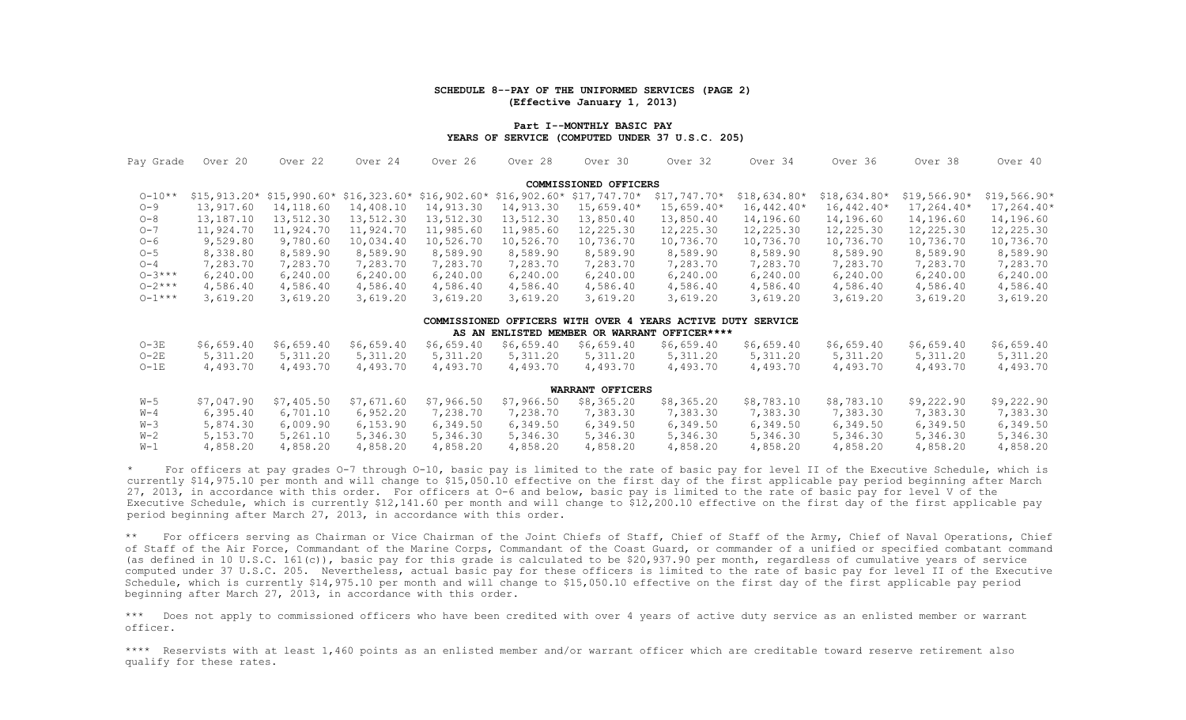**SCHEDULE 8--PAY OF THE UNIFORMED SERVICES (PAGE 2)**
**(Effective January 1, 2013)**

**Part I--MONTHLY BASIC PAY**
**YEARS OF SERVICE (COMPUTED UNDER 37 U.S.C. 205)**

| Pay Grade | Over 20 | Over 22 | Over 24 | Over 26 | Over 28 | Over 30 | Over 32 | Over 34 | Over 36 | Over 38 | Over 40 |
|---|---|---|---|---|---|---|---|---|---|---|---|
| **COMMISSIONED OFFICERS** | | | | | | | | | | | |
| O-10** | $15,913.20* | $15,990.60* | $16,323.60* | $16,902.60* | $16,902.60* | $17,747.70* | $17,747.70* | $18,634.80* | $18,634.80* | $19,566.90* | $19,566.90* |
| O-9 | 13,917.60 | 14,118.60 | 14,408.10 | 14,913.30 | 14,913.30 | 15,659.40* | 15,659.40* | 16,442.40* | 16,442.40* | 17,264.40* | 17,264.40* |
| O-8 | 13,187.10 | 13,512.30 | 13,512.30 | 13,512.30 | 13,512.30 | 13,850.40 | 13,850.40 | 14,196.60 | 14,196.60 | 14,196.60 | 14,196.60 |
| O-7 | 11,924.70 | 11,924.70 | 11,924.70 | 11,985.60 | 11,985.60 | 12,225.30 | 12,225.30 | 12,225.30 | 12,225.30 | 12,225.30 | 12,225.30 |
| O-6 | 9,529.80 | 9,780.60 | 10,034.40 | 10,526.70 | 10,526.70 | 10,736.70 | 10,736.70 | 10,736.70 | 10,736.70 | 10,736.70 | 10,736.70 |
| O-5 | 8,338.80 | 8,589.90 | 8,589.90 | 8,589.90 | 8,589.90 | 8,589.90 | 8,589.90 | 8,589.90 | 8,589.90 | 8,589.90 | 8,589.90 |
| O-4 | 7,283.70 | 7,283.70 | 7,283.70 | 7,283.70 | 7,283.70 | 7,283.70 | 7,283.70 | 7,283.70 | 7,283.70 | 7,283.70 | 7,283.70 |
| O-3*** | 6,240.00 | 6,240.00 | 6,240.00 | 6,240.00 | 6,240.00 | 6,240.00 | 6,240.00 | 6,240.00 | 6,240.00 | 6,240.00 | 6,240.00 |
| O-2*** | 4,586.40 | 4,586.40 | 4,586.40 | 4,586.40 | 4,586.40 | 4,586.40 | 4,586.40 | 4,586.40 | 4,586.40 | 4,586.40 | 4,586.40 |
| O-1*** | 3,619.20 | 3,619.20 | 3,619.20 | 3,619.20 | 3,619.20 | 3,619.20 | 3,619.20 | 3,619.20 | 3,619.20 | 3,619.20 | 3,619.20 |
| **COMMISSIONED OFFICERS WITH OVER 4 YEARS ACTIVE DUTY SERVICE AS AN ENLISTED MEMBER OR WARRANT OFFICER**** | | | | | | | | | | | |
| O-3E | $6,659.40 | $6,659.40 | $6,659.40 | $6,659.40 | $6,659.40 | $6,659.40 | $6,659.40 | $6,659.40 | $6,659.40 | $6,659.40 | $6,659.40 |
| O-2E | 5,311.20 | 5,311.20 | 5,311.20 | 5,311.20 | 5,311.20 | 5,311.20 | 5,311.20 | 5,311.20 | 5,311.20 | 5,311.20 | 5,311.20 |
| O-1E | 4,493.70 | 4,493.70 | 4,493.70 | 4,493.70 | 4,493.70 | 4,493.70 | 4,493.70 | 4,493.70 | 4,493.70 | 4,493.70 | 4,493.70 |
| **WARRANT OFFICERS** | | | | | | | | | | | |
| W-5 | $7,047.90 | $7,405.50 | $7,671.60 | $7,966.50 | $7,966.50 | $8,365.20 | $8,365.20 | $8,783.10 | $8,783.10 | $9,222.90 | $9,222.90 |
| W-4 | 6,395.40 | 6,701.10 | 6,952.20 | 7,238.70 | 7,238.70 | 7,383.30 | 7,383.30 | 7,383.30 | 7,383.30 | 7,383.30 | 7,383.30 |
| W-3 | 5,874.30 | 6,009.90 | 6,153.90 | 6,349.50 | 6,349.50 | 6,349.50 | 6,349.50 | 6,349.50 | 6,349.50 | 6,349.50 | 6,349.50 |
| W-2 | 5,153.70 | 5,261.10 | 5,346.30 | 5,346.30 | 5,346.30 | 5,346.30 | 5,346.30 | 5,346.30 | 5,346.30 | 5,346.30 | 5,346.30 |
| W-1 | 4,858.20 | 4,858.20 | 4,858.20 | 4,858.20 | 4,858.20 | 4,858.20 | 4,858.20 | 4,858.20 | 4,858.20 | 4,858.20 | 4,858.20 |

\* For officers at pay grades O-7 through O-10, basic pay is limited to the rate of basic pay for level II of the Executive Schedule, which is currently $14,975.10 per month and will change to $15,050.10 effective on the first day of the first applicable pay period beginning after March 27, 2013, in accordance with this order. For officers at O-6 and below, basic pay is limited to the rate of basic pay for level V of the Executive Schedule, which is currently $12,141.60 per month and will change to $12,200.10 effective on the first day of the first applicable pay period beginning after March 27, 2013, in accordance with this order.

** For officers serving as Chairman or Vice Chairman of the Joint Chiefs of Staff, Chief of Staff of the Army, Chief of Naval Operations, Chief of Staff of the Air Force, Commandant of the Marine Corps, Commandant of the Coast Guard, or commander of a unified or specified combatant command (as defined in 10 U.S.C. 161(c)), basic pay for this grade is calculated to be $20,937.90 per month, regardless of cumulative years of service computed under 37 U.S.C. 205. Nevertheless, actual basic pay for these officers is limited to the rate of basic pay for level II of the Executive Schedule, which is currently $14,975.10 per month and will change to $15,050.10 effective on the first day of the first applicable pay period beginning after March 27, 2013, in accordance with this order.

*** Does not apply to commissioned officers who have been credited with over 4 years of active duty service as an enlisted member or warrant officer.

**** Reservists with at least 1,460 points as an enlisted member and/or warrant officer which are creditable toward reserve retirement also qualify for these rates.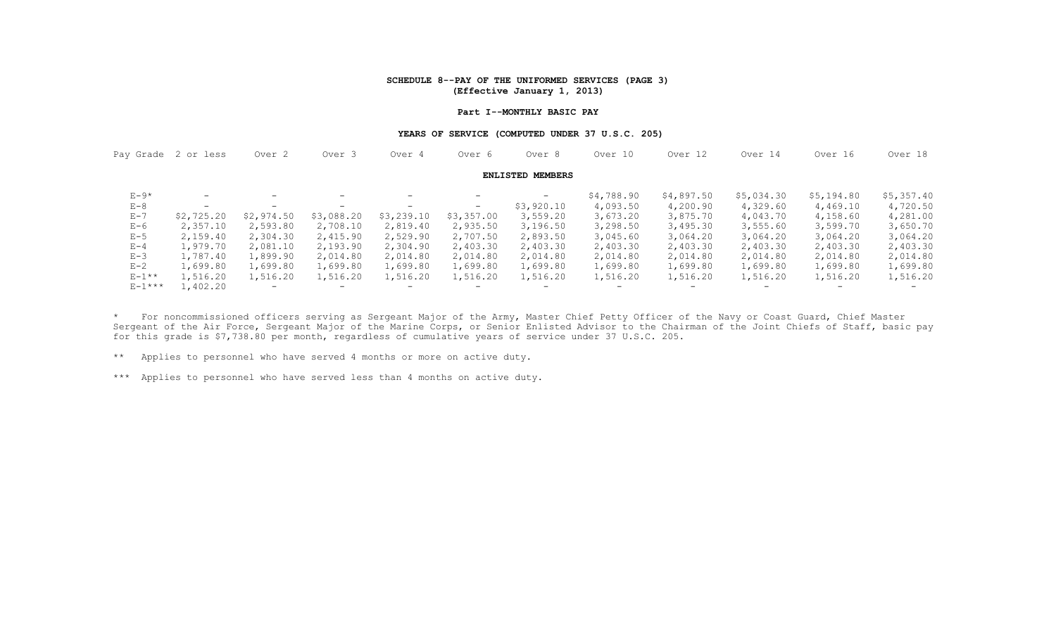**SCHEDULE 8--PAY OF THE UNIFORMED SERVICES (PAGE 3)**
**(Effective January 1, 2013)**

**Part I--MONTHLY BASIC PAY**

**YEARS OF SERVICE (COMPUTED UNDER 37 U.S.C. 205)**

| Pay Grade | 2 or less | Over 2 | Over 3 | Over 4 | Over 6 | Over 8 | Over 10 | Over 12 | Over 14 | Over 16 | Over 18 |
|---|---|---|---|---|---|---|---|---|---|---|---|
| **ENLISTED MEMBERS** | | | | | | | | | | | |
| E-9* | - | - | - | - | - | - | $4,788.90 | $4,897.50 | $5,034.30 | $5,194.80 | $5,357.40 |
| E-8 | - | - | - | - | - | $3,920.10 | 4,093.50 | 4,200.90 | 4,329.60 | 4,469.10 | 4,720.50 |
| E-7 | $2,725.20 | $2,974.50 | $3,088.20 | $3,239.10 | $3,357.00 | 3,559.20 | 3,673.20 | 3,875.70 | 4,043.70 | 4,158.60 | 4,281.00 |
| E-6 | 2,357.10 | 2,593.80 | 2,708.10 | 2,819.40 | 2,935.50 | 3,196.50 | 3,298.50 | 3,495.30 | 3,555.60 | 3,599.70 | 3,650.70 |
| E-5 | 2,159.40 | 2,304.30 | 2,415.90 | 2,529.90 | 2,707.50 | 2,893.50 | 3,045.60 | 3,064.20 | 3,064.20 | 3,064.20 | 3,064.20 |
| E-4 | 1,979.70 | 2,081.10 | 2,193.90 | 2,304.90 | 2,403.30 | 2,403.30 | 2,403.30 | 2,403.30 | 2,403.30 | 2,403.30 | 2,403.30 |
| E-3 | 1,787.40 | 1,899.90 | 2,014.80 | 2,014.80 | 2,014.80 | 2,014.80 | 2,014.80 | 2,014.80 | 2,014.80 | 2,014.80 | 2,014.80 |
| E-2 | 1,699.80 | 1,699.80 | 1,699.80 | 1,699.80 | 1,699.80 | 1,699.80 | 1,699.80 | 1,699.80 | 1,699.80 | 1,699.80 | 1,699.80 |
| E-1** | 1,516.20 | 1,516.20 | 1,516.20 | 1,516.20 | 1,516.20 | 1,516.20 | 1,516.20 | 1,516.20 | 1,516.20 | 1,516.20 | 1,516.20 |
| E-1*** | 1,402.20 | - | - | - | - | - | - | - | - | - | - |

\* For noncommissioned officers serving as Sergeant Major of the Army, Master Chief Petty Officer of the Navy or Coast Guard, Chief Master Sergeant of the Air Force, Sergeant Major of the Marine Corps, or Senior Enlisted Advisor to the Chairman of the Joint Chiefs of Staff, basic pay for this grade is $7,738.80 per month, regardless of cumulative years of service under 37 U.S.C. 205.

** Applies to personnel who have served 4 months or more on active duty.

*** Applies to personnel who have served less than 4 months on active duty.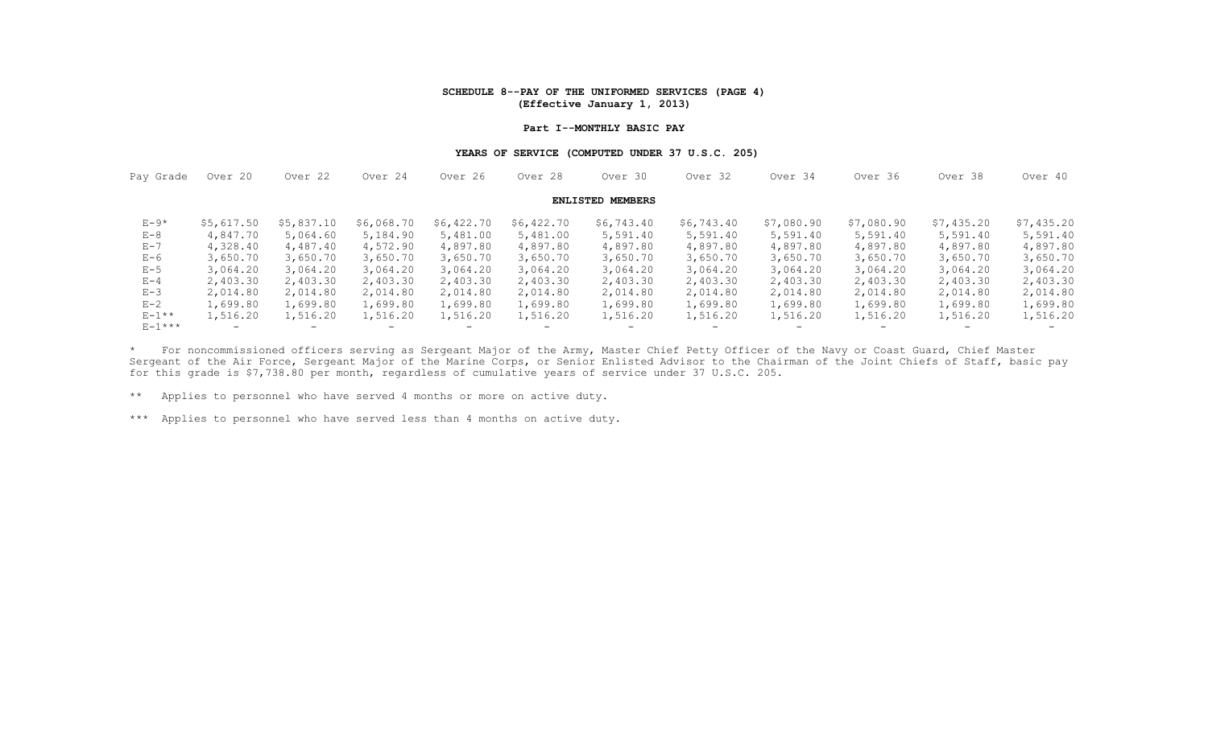**SCHEDULE 8--PAY OF THE UNIFORMED SERVICES (PAGE 4)**
**(Effective January 1, 2013)**

**Part I--MONTHLY BASIC PAY**

**YEARS OF SERVICE (COMPUTED UNDER 37 U.S.C. 205)**

| Pay Grade | Over 20 | Over 22 | Over 24 | Over 26 | Over 28 | Over 30 | Over 32 | Over 34 | Over 36 | Over 38 | Over 40 |
|---|---|---|---|---|---|---|---|---|---|---|---|
| **ENLISTED MEMBERS** | | | | | | | | | | | |
| E-9* | $5,617.50 | $5,837.10 | $6,068.70 | $6,422.70 | $6,422.70 | $6,743.40 | $6,743.40 | $7,080.90 | $7,080.90 | $7,435.20 | $7,435.20 |
| E-8 | 4,847.70 | 5,064.60 | 5,184.90 | 5,481.00 | 5,481.00 | 5,591.40 | 5,591.40 | 5,591.40 | 5,591.40 | 5,591.40 | 5,591.40 |
| E-7 | 4,328.40 | 4,487.40 | 4,572.90 | 4,897.80 | 4,897.80 | 4,897.80 | 4,897.80 | 4,897.80 | 4,897.80 | 4,897.80 | 4,897.80 |
| E-6 | 3,650.70 | 3,650.70 | 3,650.70 | 3,650.70 | 3,650.70 | 3,650.70 | 3,650.70 | 3,650.70 | 3,650.70 | 3,650.70 | 3,650.70 |
| E-5 | 3,064.20 | 3,064.20 | 3,064.20 | 3,064.20 | 3,064.20 | 3,064.20 | 3,064.20 | 3,064.20 | 3,064.20 | 3,064.20 | 3,064.20 |
| E-4 | 2,403.30 | 2,403.30 | 2,403.30 | 2,403.30 | 2,403.30 | 2,403.30 | 2,403.30 | 2,403.30 | 2,403.30 | 2,403.30 | 2,403.30 |
| E-3 | 2,014.80 | 2,014.80 | 2,014.80 | 2,014.80 | 2,014.80 | 2,014.80 | 2,014.80 | 2,014.80 | 2,014.80 | 2,014.80 | 2,014.80 |
| E-2 | 1,699.80 | 1,699.80 | 1,699.80 | 1,699.80 | 1,699.80 | 1,699.80 | 1,699.80 | 1,699.80 | 1,699.80 | 1,699.80 | 1,699.80 |
| E-1** | 1,516.20 | 1,516.20 | 1,516.20 | 1,516.20 | 1,516.20 | 1,516.20 | 1,516.20 | 1,516.20 | 1,516.20 | 1,516.20 | 1,516.20 |
| E-1*** | - | - | - | - | - | - | - | - | - | - | - |

\* For noncommissioned officers serving as Sergeant Major of the Army, Master Chief Petty Officer of the Navy or Coast Guard, Chief Master Sergeant of the Air Force, Sergeant Major of the Marine Corps, or Senior Enlisted Advisor to the Chairman of the Joint Chiefs of Staff, basic pay for this grade is $7,738.80 per month, regardless of cumulative years of service under 37 U.S.C. 205.

\** Applies to personnel who have served 4 months or more on active duty.

\*** Applies to personnel who have served less than 4 months on active duty.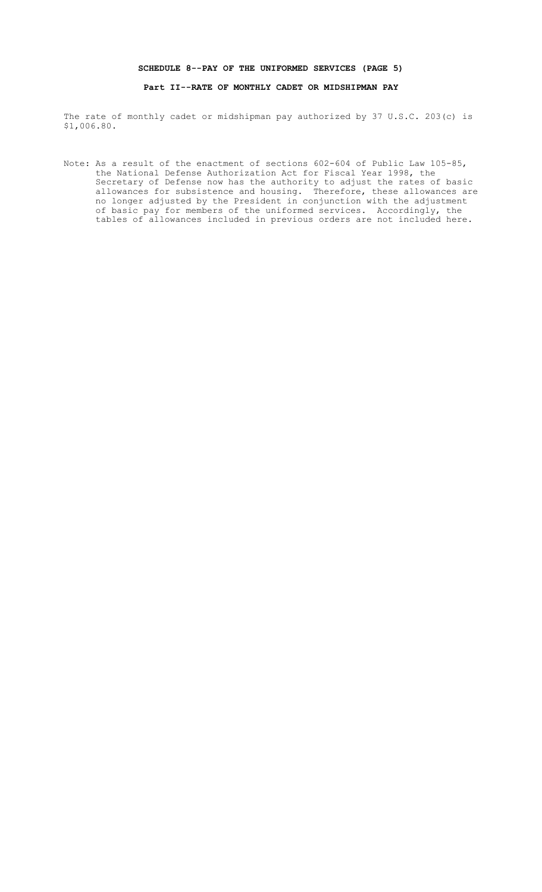**SCHEDULE 8--PAY OF THE UNIFORMED SERVICES (PAGE 5)**

**Part II--RATE OF MONTHLY CADET OR MIDSHIPMAN PAY**

The rate of monthly cadet or midshipman pay authorized by 37 U.S.C. 203(c) is $1,006.80.

Note: As a result of the enactment of sections 602-604 of Public Law 105-85, the National Defense Authorization Act for Fiscal Year 1998, the Secretary of Defense now has the authority to adjust the rates of basic allowances for subsistence and housing. Therefore, these allowances are no longer adjusted by the President in conjunction with the adjustment of basic pay for members of the uniformed services. Accordingly, the tables of allowances included in previous orders are not included here.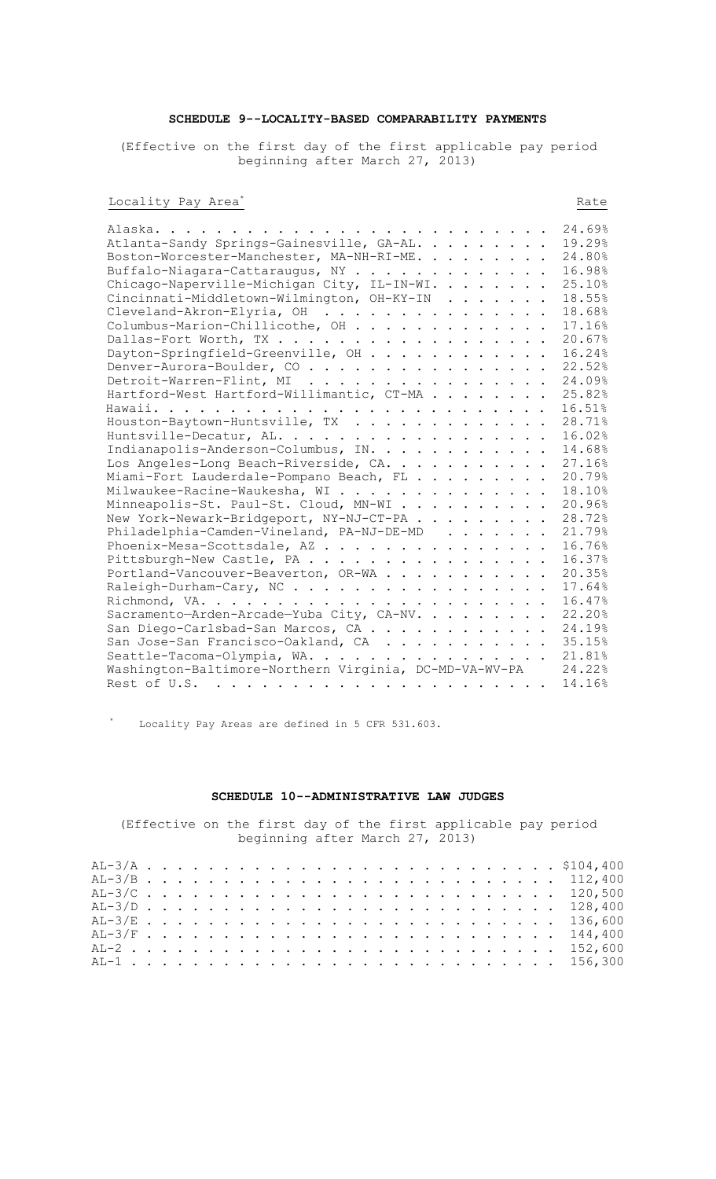## SCHEDULE 9--LOCALITY-BASED COMPARABILITY PAYMENTS

(Effective on the first day of the first applicable pay period beginning after March 27, 2013)

| Locality Pay Area* | Rate |
|---|---|
| Alaska | 24.69% |
| Atlanta-Sandy Springs-Gainesville, GA-AL | 19.29% |
| Boston-Worcester-Manchester, MA-NH-RI-ME | 24.80% |
| Buffalo-Niagara-Cattaraugus, NY | 16.98% |
| Chicago-Naperville-Michigan City, IL-IN-WI | 25.10% |
| Cincinnati-Middletown-Wilmington, OH-KY-IN | 18.55% |
| Cleveland-Akron-Elyria, OH | 18.68% |
| Columbus-Marion-Chillicothe, OH | 17.16% |
| Dallas-Fort Worth, TX | 20.67% |
| Dayton-Springfield-Greenville, OH | 16.24% |
| Denver-Aurora-Boulder, CO | 22.52% |
| Detroit-Warren-Flint, MI | 24.09% |
| Hartford-West Hartford-Willimantic, CT-MA | 25.82% |
| Hawaii | 16.51% |
| Houston-Baytown-Huntsville, TX | 28.71% |
| Huntsville-Decatur, AL | 16.02% |
| Indianapolis-Anderson-Columbus, IN | 14.68% |
| Los Angeles-Long Beach-Riverside, CA | 27.16% |
| Miami-Fort Lauderdale-Pompano Beach, FL | 20.79% |
| Milwaukee-Racine-Waukesha, WI | 18.10% |
| Minneapolis-St. Paul-St. Cloud, MN-WI | 20.96% |
| New York-Newark-Bridgeport, NY-NJ-CT-PA | 28.72% |
| Philadelphia-Camden-Vineland, PA-NJ-DE-MD | 21.79% |
| Phoenix-Mesa-Scottsdale, AZ | 16.76% |
| Pittsburgh-New Castle, PA | 16.37% |
| Portland-Vancouver-Beaverton, OR-WA | 20.35% |
| Raleigh-Durham-Cary, NC | 17.64% |
| Richmond, VA | 16.47% |
| Sacramento—Arden-Arcade—Yuba City, CA-NV | 22.20% |
| San Diego-Carlsbad-San Marcos, CA | 24.19% |
| San Jose-San Francisco-Oakland, CA | 35.15% |
| Seattle-Tacoma-Olympia, WA | 21.81% |
| Washington-Baltimore-Northern Virginia, DC-MD-VA-WV-PA | 24.22% |
| Rest of U.S. | 14.16% |

\* Locality Pay Areas are defined in 5 CFR 531.603.

## SCHEDULE 10--ADMINISTRATIVE LAW JUDGES

(Effective on the first day of the first applicable pay period beginning after March 27, 2013)

| | |
|---|---|
| AL-3/A | $104,400 |
| AL-3/B | 112,400 |
| AL-3/C | 120,500 |
| AL-3/D | 128,400 |
| AL-3/E | 136,600 |
| AL-3/F | 144,400 |
| AL-2 | 152,600 |
| AL-1 | 156,300 |